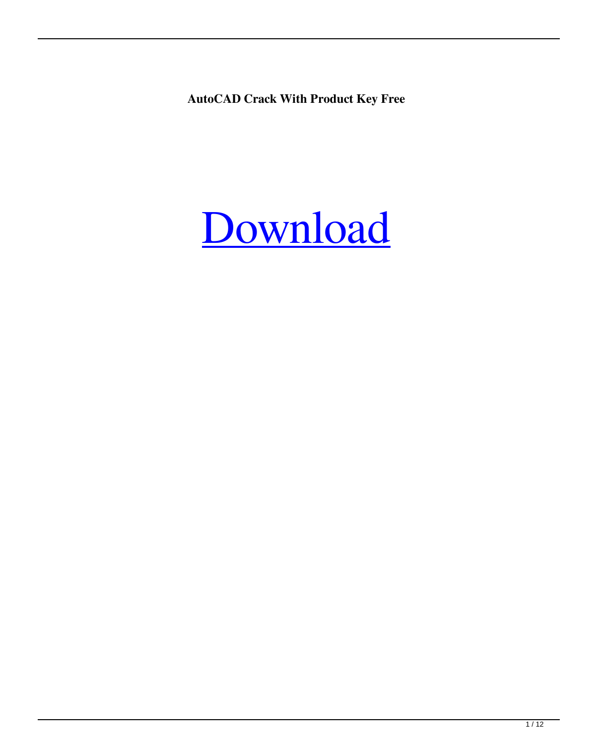**AutoCAD Crack With Product Key Free**

Download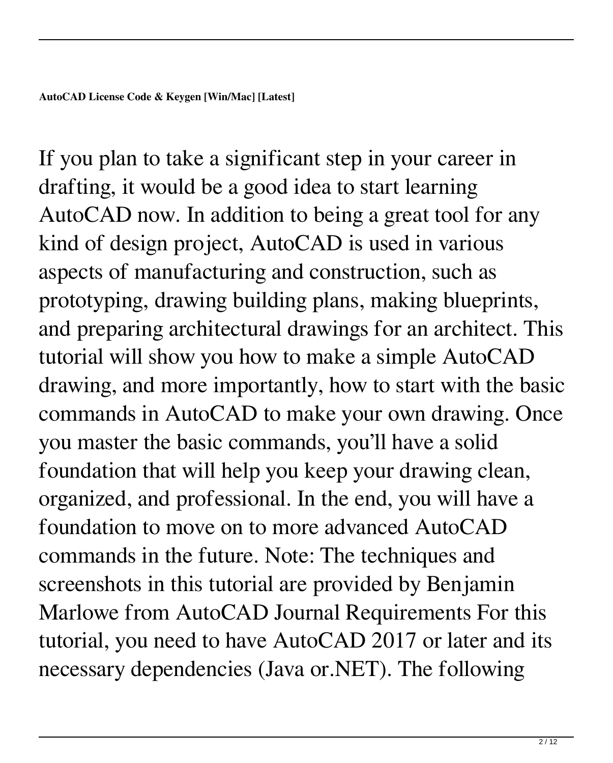**AutoCAD License Code & Keygen [Win/Mac] [Latest]**

If you plan to take a significant step in your career in drafting, it would be a good idea to start learning AutoCAD now. In addition to being a great tool for any kind of design project, AutoCAD is used in various aspects of manufacturing and construction, such as prototyping, drawing building plans, making blueprints, and preparing architectural drawings for an architect. This tutorial will show you how to make a simple AutoCAD drawing, and more importantly, how to start with the basic commands in AutoCAD to make your own drawing. Once you master the basic commands, you'll have a solid foundation that will help you keep your drawing clean, organized, and professional. In the end, you will have a foundation to move on to more advanced AutoCAD commands in the future. Note: The techniques and screenshots in this tutorial are provided by Benjamin Marlowe from AutoCAD Journal Requirements For this tutorial, you need to have AutoCAD 2017 or later and its necessary dependencies (Java or.NET). The following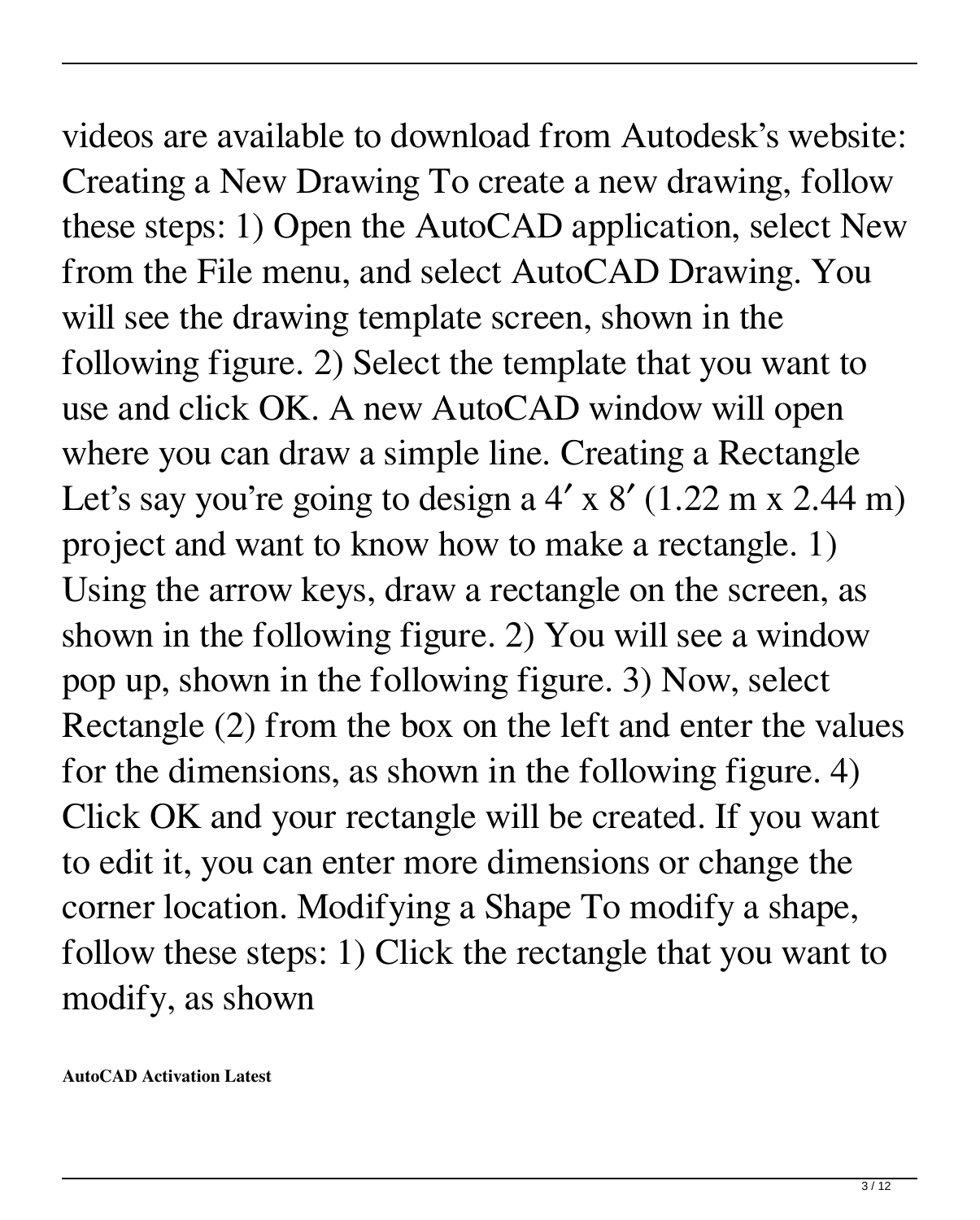videos are available to download from Autodesk's website: Creating a New Drawing To create a new drawing, follow these steps: 1) Open the AutoCAD application, select New from the File menu, and select AutoCAD Drawing. You will see the drawing template screen, shown in the following figure. 2) Select the template that you want to use and click OK. A new AutoCAD window will open where you can draw a simple line. Creating a Rectangle Let's say you're going to design a 4′ x 8′ (1.22 m x 2.44 m) project and want to know how to make a rectangle. 1) Using the arrow keys, draw a rectangle on the screen, as shown in the following figure. 2) You will see a window pop up, shown in the following figure. 3) Now, select Rectangle (2) from the box on the left and enter the values for the dimensions, as shown in the following figure. 4) Click OK and your rectangle will be created. If you want to edit it, you can enter more dimensions or change the corner location. Modifying a Shape To modify a shape, follow these steps: 1) Click the rectangle that you want to modify, as shown

**AutoCAD Activation Latest**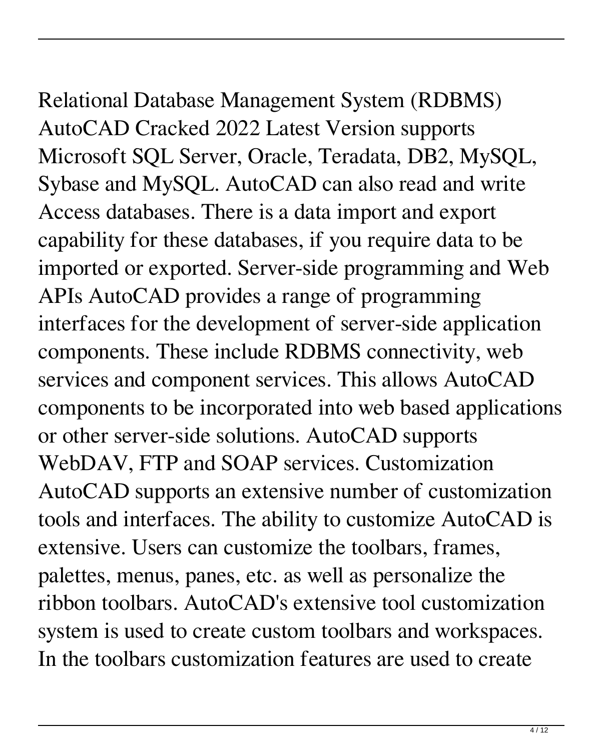Relational Database Management System (RDBMS) AutoCAD Cracked 2022 Latest Version supports Microsoft SQL Server, Oracle, Teradata, DB2, MySQL, Sybase and MySQL. AutoCAD can also read and write Access databases. There is a data import and export capability for these databases, if you require data to be imported or exported. Server-side programming and Web APIs AutoCAD provides a range of programming interfaces for the development of server-side application components. These include RDBMS connectivity, web services and component services. This allows AutoCAD components to be incorporated into web based applications or other server-side solutions. AutoCAD supports WebDAV, FTP and SOAP services. Customization AutoCAD supports an extensive number of customization tools and interfaces. The ability to customize AutoCAD is extensive. Users can customize the toolbars, frames, palettes, menus, panes, etc. as well as personalize the ribbon toolbars. AutoCAD's extensive tool customization system is used to create custom toolbars and workspaces. In the toolbars customization features are used to create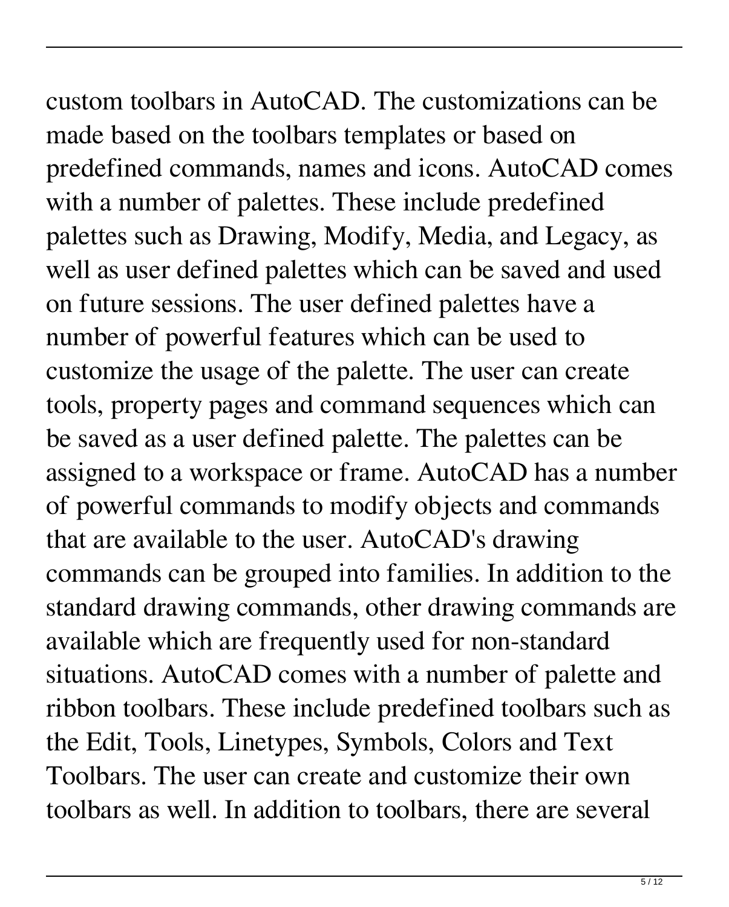custom toolbars in AutoCAD. The customizations can be made based on the toolbars templates or based on predefined commands, names and icons. AutoCAD comes with a number of palettes. These include predefined palettes such as Drawing, Modify, Media, and Legacy, as well as user defined palettes which can be saved and used on future sessions. The user defined palettes have a number of powerful features which can be used to customize the usage of the palette. The user can create tools, property pages and command sequences which can be saved as a user defined palette. The palettes can be assigned to a workspace or frame. AutoCAD has a number of powerful commands to modify objects and commands that are available to the user. AutoCAD's drawing commands can be grouped into families. In addition to the standard drawing commands, other drawing commands are available which are frequently used for non-standard situations. AutoCAD comes with a number of palette and ribbon toolbars. These include predefined toolbars such as the Edit, Tools, Linetypes, Symbols, Colors and Text Toolbars. The user can create and customize their own toolbars as well. In addition to toolbars, there are several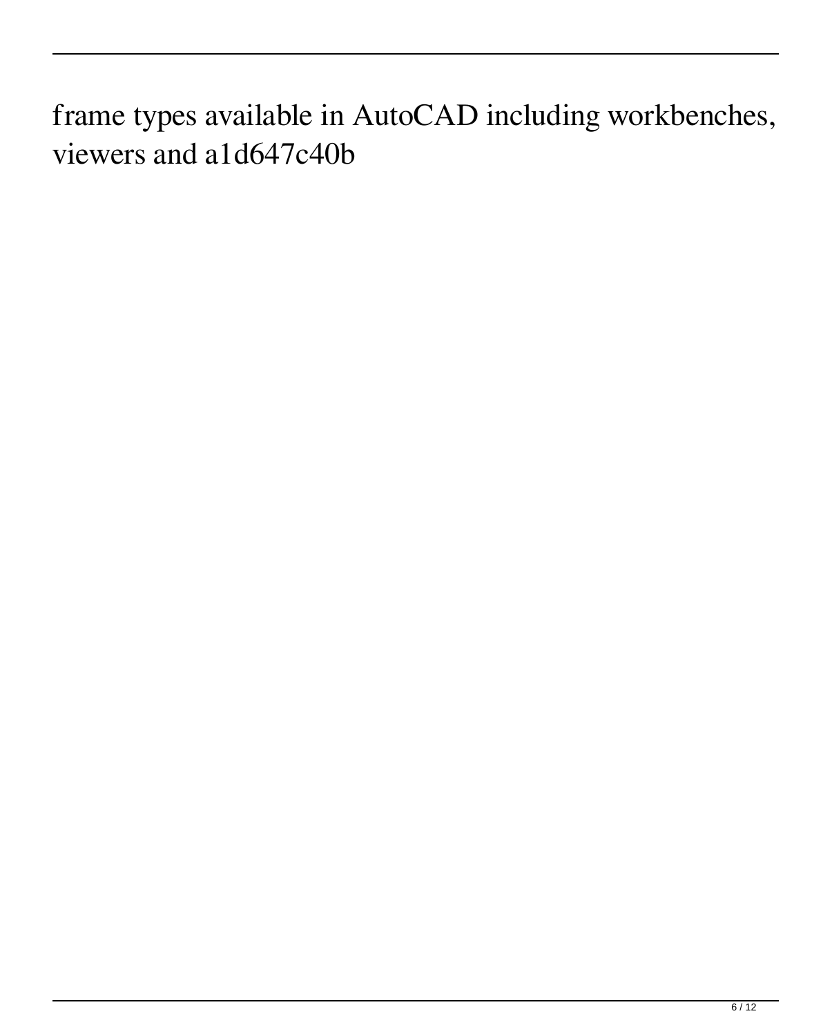frame types available in AutoCAD including workbenches, viewers and a1d647c40b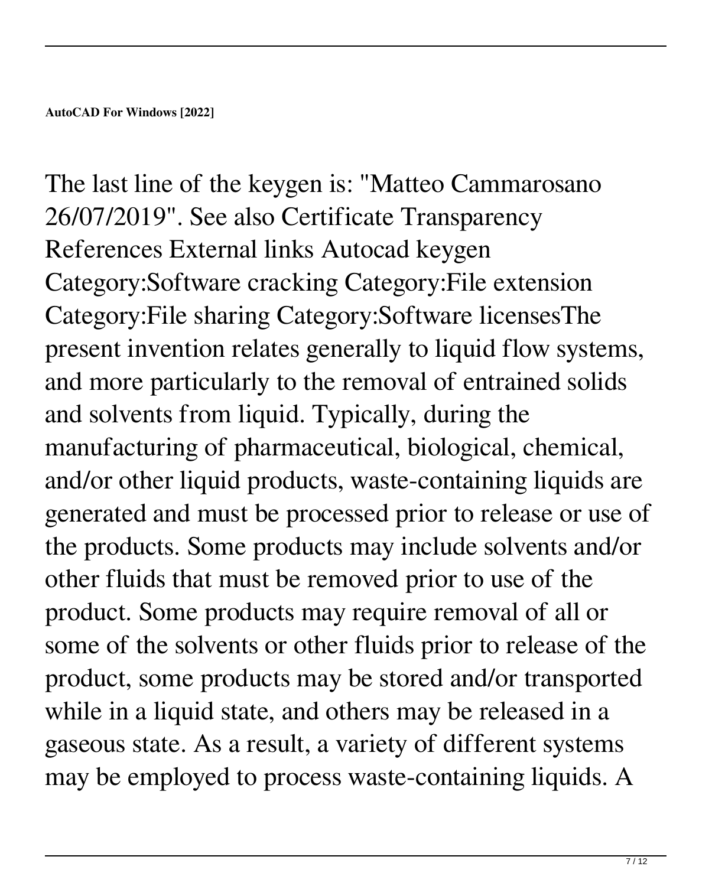**AutoCAD For Windows [2022]**

The last line of the keygen is: "Matteo Cammarosano 26/07/2019". See also Certificate Transparency References External links Autocad keygen Category:Software cracking Category:File extension Category:File sharing Category:Software licensesThe present invention relates generally to liquid flow systems, and more particularly to the removal of entrained solids and solvents from liquid. Typically, during the manufacturing of pharmaceutical, biological, chemical, and/or other liquid products, waste-containing liquids are generated and must be processed prior to release or use of the products. Some products may include solvents and/or other fluids that must be removed prior to use of the product. Some products may require removal of all or some of the solvents or other fluids prior to release of the product, some products may be stored and/or transported while in a liquid state, and others may be released in a gaseous state. As a result, a variety of different systems may be employed to process waste-containing liquids. A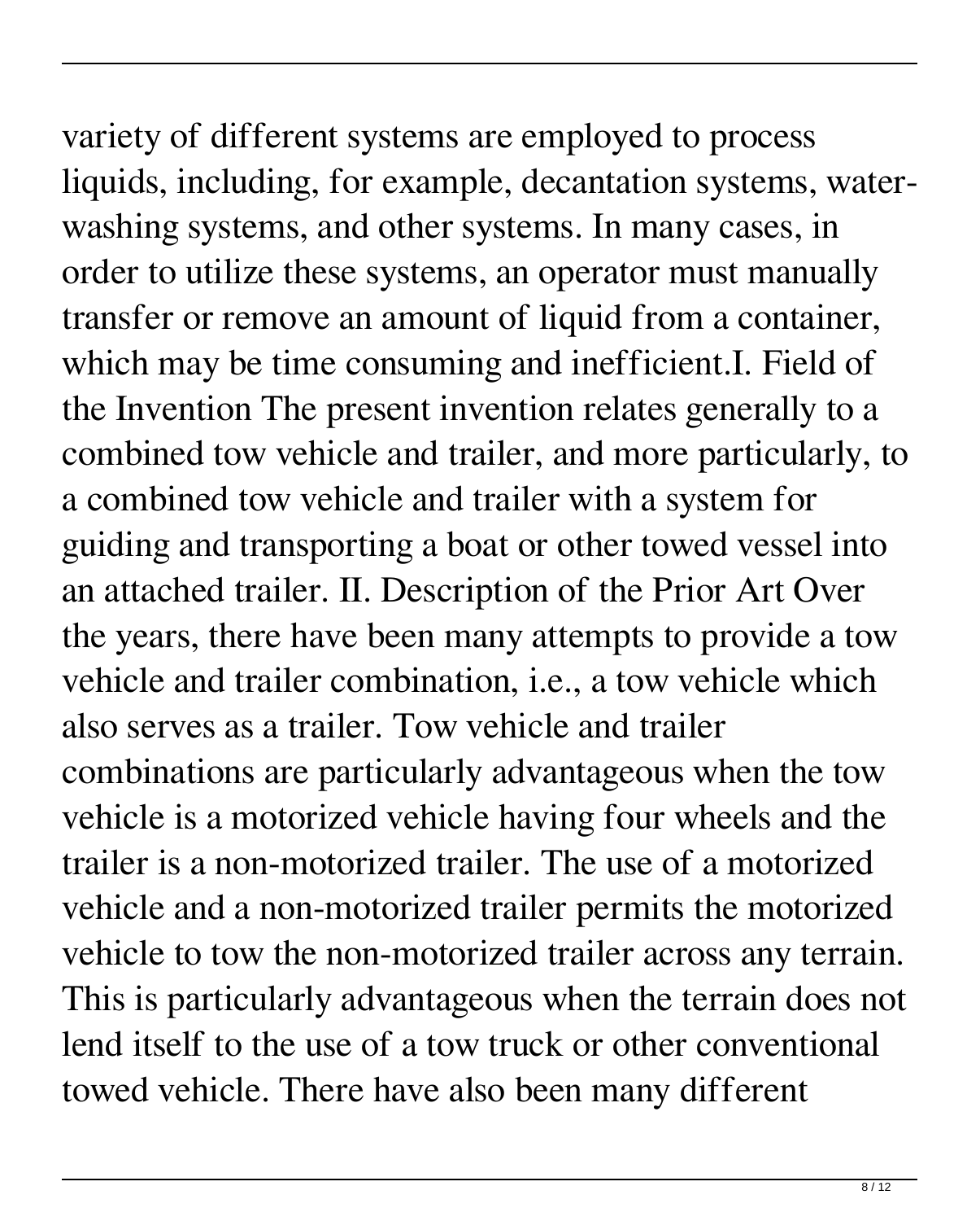variety of different systems are employed to process liquids, including, for example, decantation systems, water-washing systems, and other systems. In many cases, in order to utilize these systems, an operator must manually transfer or remove an amount of liquid from a container, which may be time consuming and inefficient.I. Field of the Invention The present invention relates generally to a combined tow vehicle and trailer, and more particularly, to a combined tow vehicle and trailer with a system for guiding and transporting a boat or other towed vessel into an attached trailer. II. Description of the Prior Art Over the years, there have been many attempts to provide a tow vehicle and trailer combination, i.e., a tow vehicle which also serves as a trailer. Tow vehicle and trailer combinations are particularly advantageous when the tow vehicle is a motorized vehicle having four wheels and the trailer is a non-motorized trailer. The use of a motorized vehicle and a non-motorized trailer permits the motorized vehicle to tow the non-motorized trailer across any terrain. This is particularly advantageous when the terrain does not lend itself to the use of a tow truck or other conventional towed vehicle. There have also been many different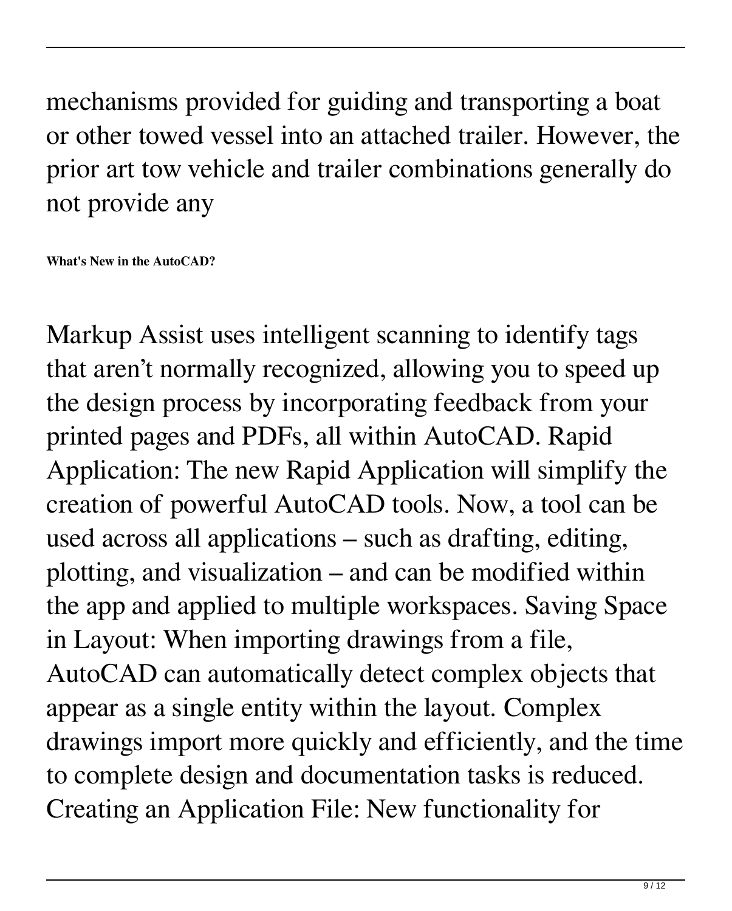mechanisms provided for guiding and transporting a boat or other towed vessel into an attached trailer. However, the prior art tow vehicle and trailer combinations generally do not provide any

**What's New in the AutoCAD?**

Markup Assist uses intelligent scanning to identify tags that aren't normally recognized, allowing you to speed up the design process by incorporating feedback from your printed pages and PDFs, all within AutoCAD. Rapid Application: The new Rapid Application will simplify the creation of powerful AutoCAD tools. Now, a tool can be used across all applications – such as drafting, editing, plotting, and visualization – and can be modified within the app and applied to multiple workspaces. Saving Space in Layout: When importing drawings from a file, AutoCAD can automatically detect complex objects that appear as a single entity within the layout. Complex drawings import more quickly and efficiently, and the time to complete design and documentation tasks is reduced. Creating an Application File: New functionality for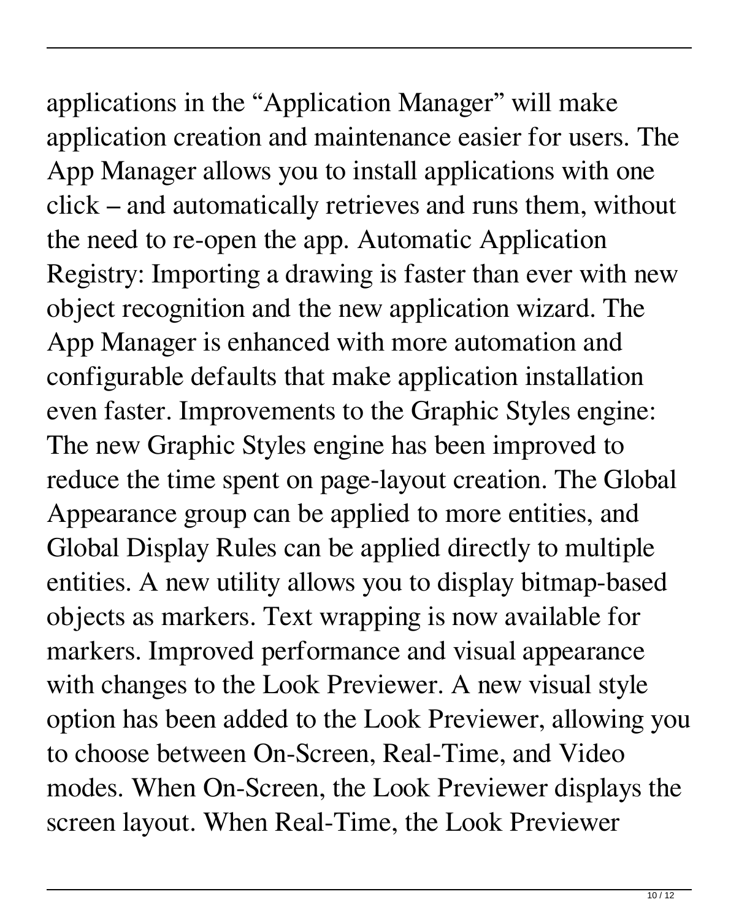applications in the “Application Manager” will make application creation and maintenance easier for users. The App Manager allows you to install applications with one click – and automatically retrieves and runs them, without the need to re-open the app. Automatic Application Registry: Importing a drawing is faster than ever with new object recognition and the new application wizard. The App Manager is enhanced with more automation and configurable defaults that make application installation even faster. Improvements to the Graphic Styles engine: The new Graphic Styles engine has been improved to reduce the time spent on page-layout creation. The Global Appearance group can be applied to more entities, and Global Display Rules can be applied directly to multiple entities. A new utility allows you to display bitmap-based objects as markers. Text wrapping is now available for markers. Improved performance and visual appearance with changes to the Look Previewer. A new visual style option has been added to the Look Previewer, allowing you to choose between On-Screen, Real-Time, and Video modes. When On-Screen, the Look Previewer displays the screen layout. When Real-Time, the Look Previewer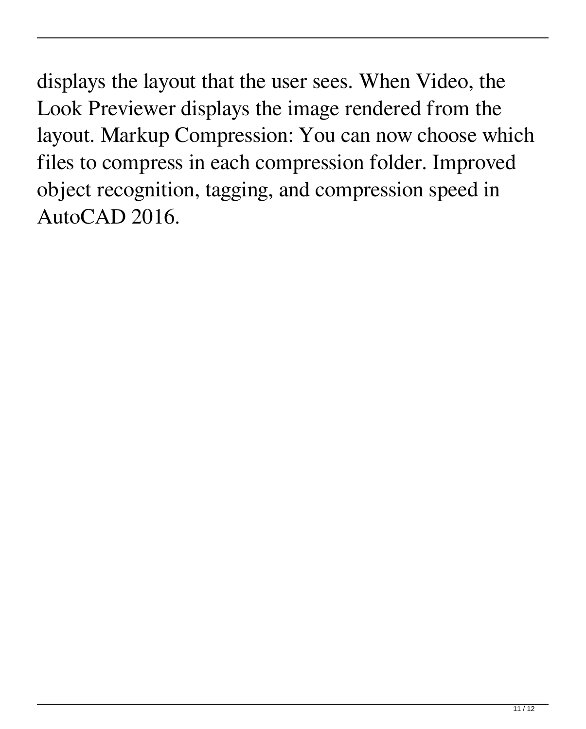displays the layout that the user sees. When Video, the Look Previewer displays the image rendered from the layout. Markup Compression: You can now choose which files to compress in each compression folder. Improved object recognition, tagging, and compression speed in AutoCAD 2016.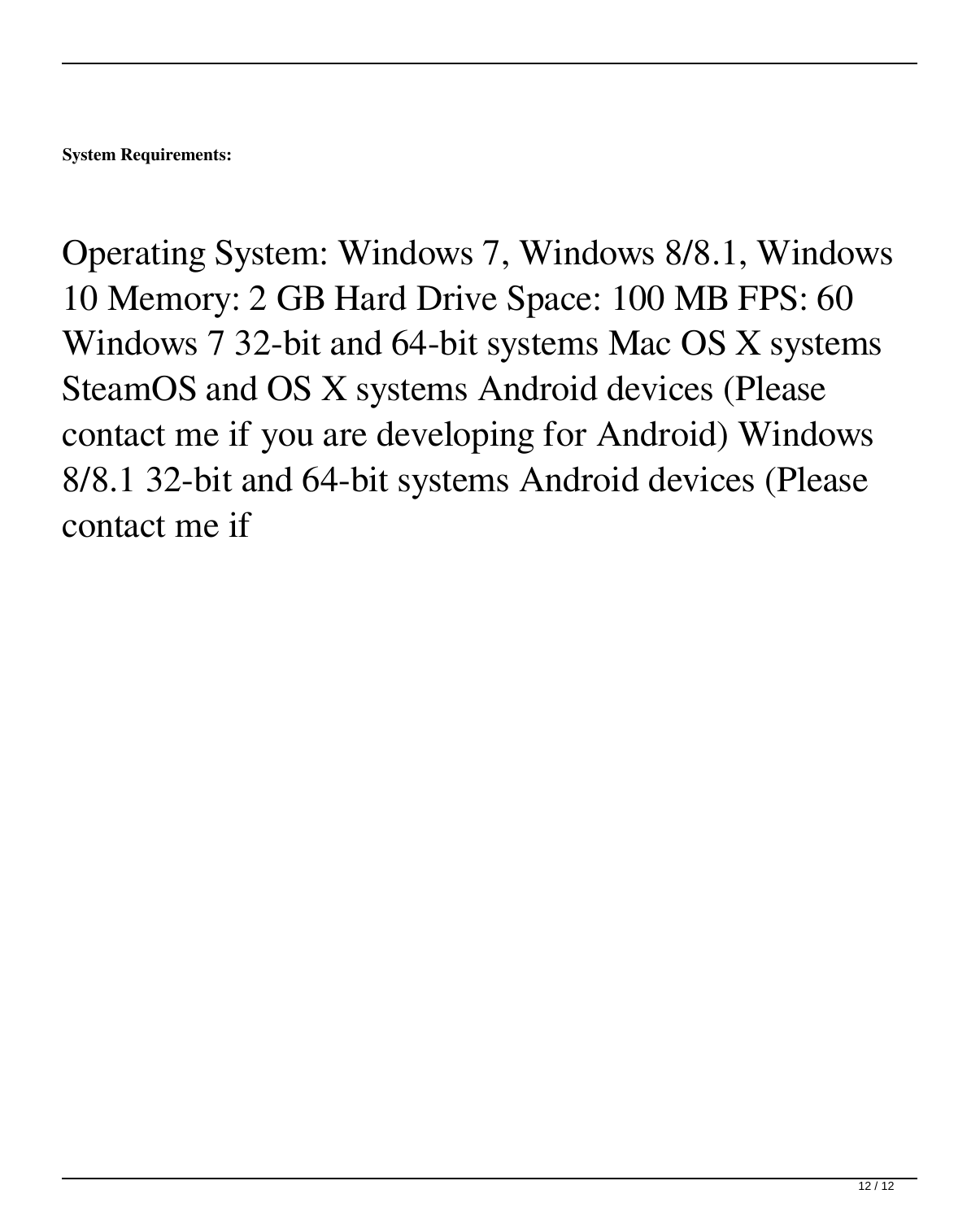**System Requirements:**

Operating System: Windows 7, Windows 8/8.1, Windows 10 Memory: 2 GB Hard Drive Space: 100 MB FPS: 60 Windows 7 32-bit and 64-bit systems Mac OS X systems SteamOS and OS X systems Android devices (Please contact me if you are developing for Android) Windows 8/8.1 32-bit and 64-bit systems Android devices (Please contact me if